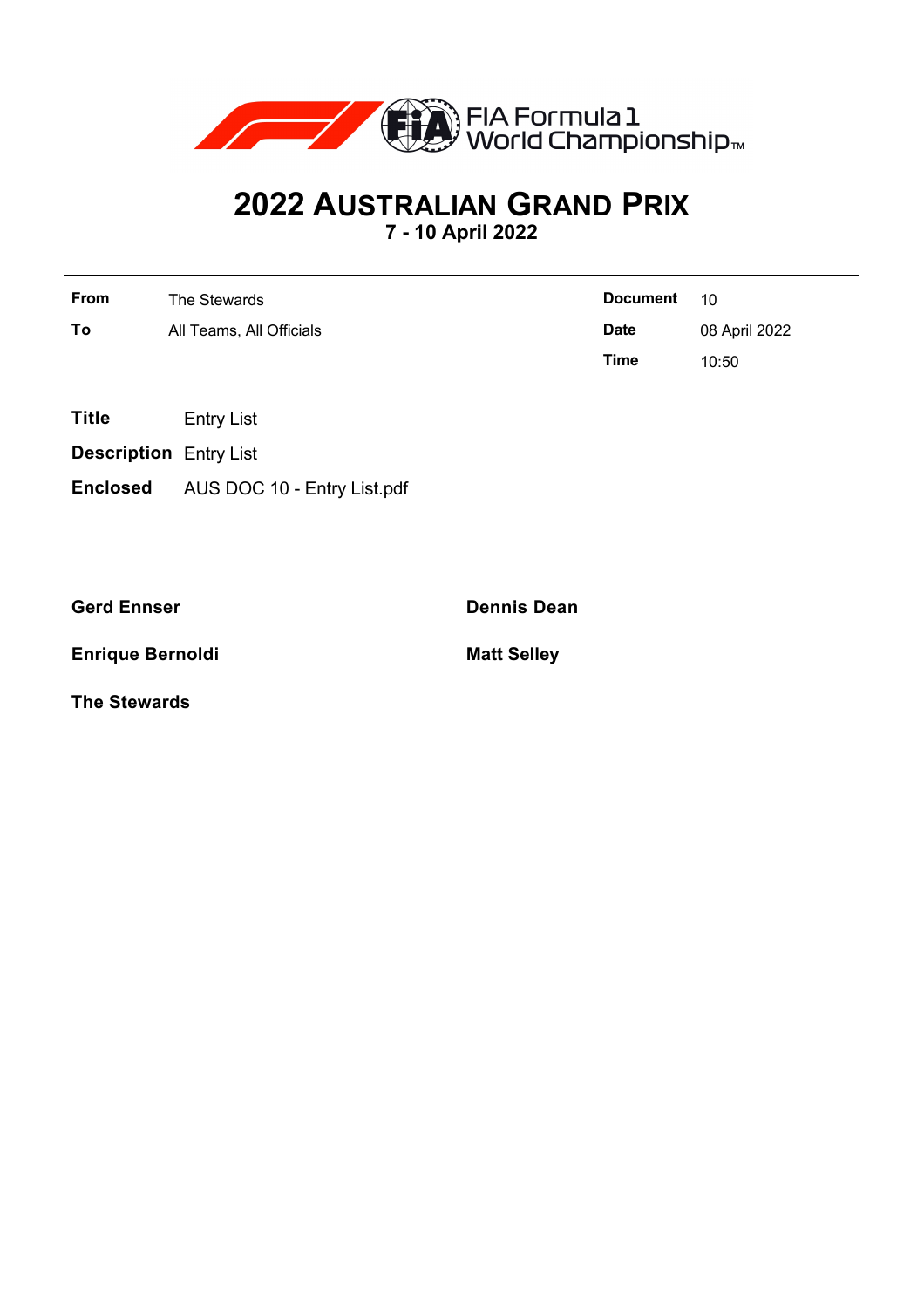FIA Formula 1 World Championship™

# 2022 Australian Grand Prix

**7 - 10 April 2022**

| | | | |
|---|---|---|---|
| **From** | The Stewards | **Document** | 10 |
| **To** | All Teams, All Officials | **Date** | 08 April 2022 |
| | | **Time** | 10:50 |

**Title** Entry List

**Description** Entry List

**Enclosed** AUS DOC 10 - Entry List.pdf

**Gerd Ennser**

**Dennis Dean**

**Enrique Bernoldi**

**Matt Selley**

**The Stewards**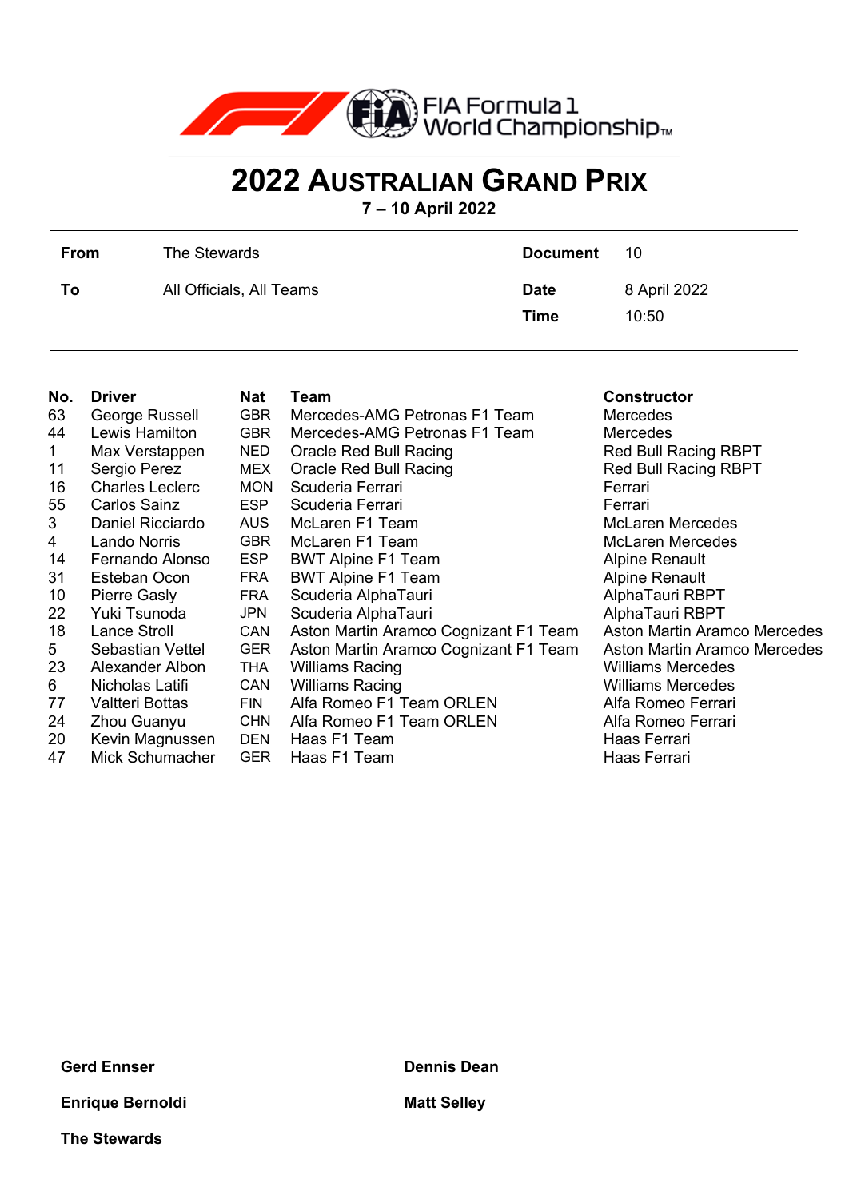FIA Formula 1 World Championship™

# 2022 Australian Grand Prix

**7 – 10 April 2022**

| | | | |
|---|---|---|---|
| **From** | The Stewards | **Document** | 10 |
| **To** | All Officials, All Teams | **Date** | 8 April 2022 |
| | | **Time** | 10:50 |

| No. | Driver | Nat | Team | Constructor |
|---|---|---|---|---|
| 63 | George Russell | GBR | Mercedes-AMG Petronas F1 Team | Mercedes |
| 44 | Lewis Hamilton | GBR | Mercedes-AMG Petronas F1 Team | Mercedes |
| 1 | Max Verstappen | NED | Oracle Red Bull Racing | Red Bull Racing RBPT |
| 11 | Sergio Perez | MEX | Oracle Red Bull Racing | Red Bull Racing RBPT |
| 16 | Charles Leclerc | MON | Scuderia Ferrari | Ferrari |
| 55 | Carlos Sainz | ESP | Scuderia Ferrari | Ferrari |
| 3 | Daniel Ricciardo | AUS | McLaren F1 Team | McLaren Mercedes |
| 4 | Lando Norris | GBR | McLaren F1 Team | McLaren Mercedes |
| 14 | Fernando Alonso | ESP | BWT Alpine F1 Team | Alpine Renault |
| 31 | Esteban Ocon | FRA | BWT Alpine F1 Team | Alpine Renault |
| 10 | Pierre Gasly | FRA | Scuderia AlphaTauri | AlphaTauri RBPT |
| 22 | Yuki Tsunoda | JPN | Scuderia AlphaTauri | AlphaTauri RBPT |
| 18 | Lance Stroll | CAN | Aston Martin Aramco Cognizant F1 Team | Aston Martin Aramco Mercedes |
| 5 | Sebastian Vettel | GER | Aston Martin Aramco Cognizant F1 Team | Aston Martin Aramco Mercedes |
| 23 | Alexander Albon | THA | Williams Racing | Williams Mercedes |
| 6 | Nicholas Latifi | CAN | Williams Racing | Williams Mercedes |
| 77 | Valtteri Bottas | FIN | Alfa Romeo F1 Team ORLEN | Alfa Romeo Ferrari |
| 24 | Zhou Guanyu | CHN | Alfa Romeo F1 Team ORLEN | Alfa Romeo Ferrari |
| 20 | Kevin Magnussen | DEN | Haas F1 Team | Haas Ferrari |
| 47 | Mick Schumacher | GER | Haas F1 Team | Haas Ferrari |

**Gerd Ennser** **Dennis Dean**

**Enrique Bernoldi** **Matt Selley**

**The Stewards**